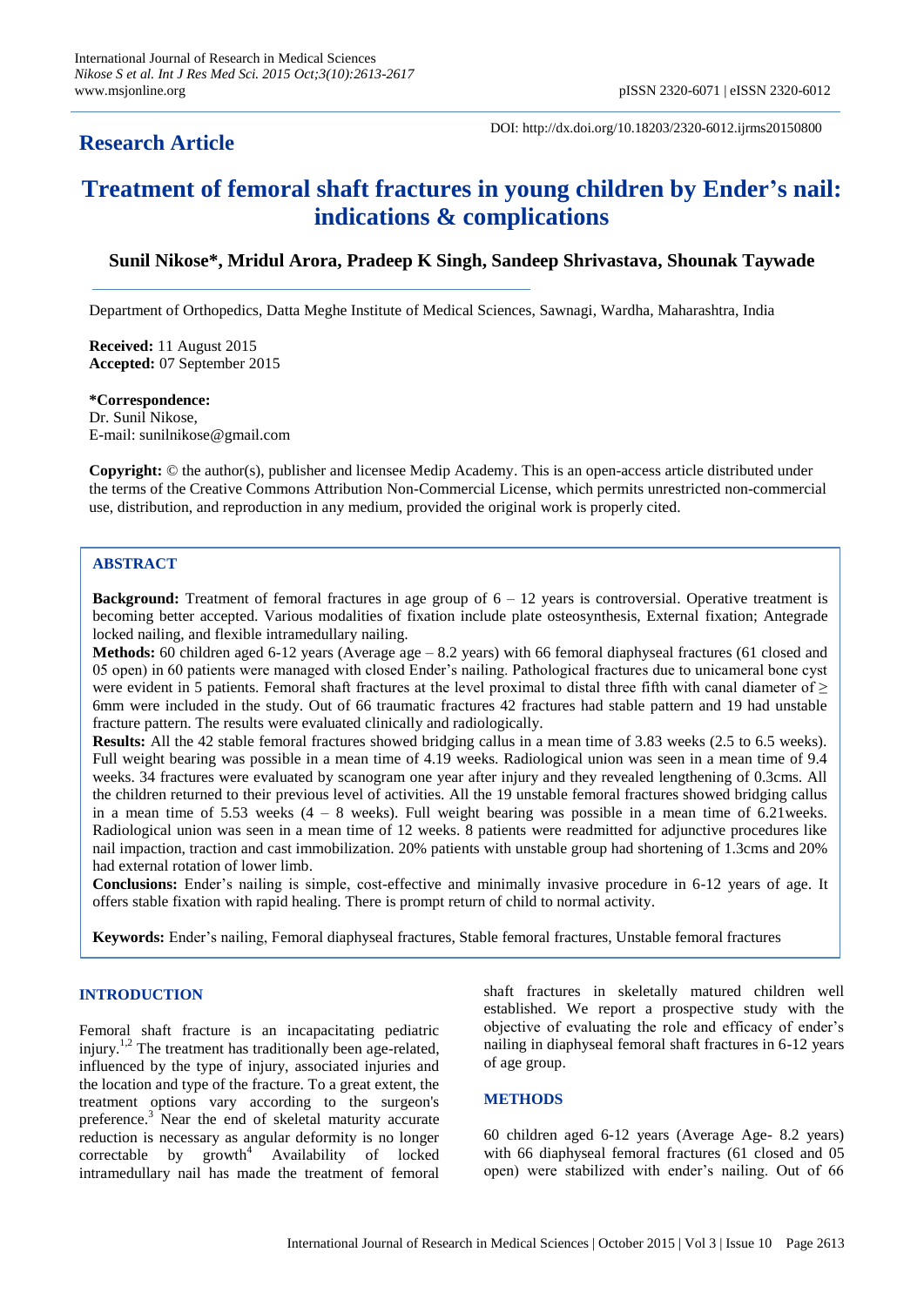**Research Article**

DOI: http://dx.doi.org/10.18203/2320-6012.ijrms20150800

# Treatment of femoral shaft fractures in young children by Ender's nail: indications & complications

**Sunil Nikose\*, Mridul Arora, Pradeep K Singh, Sandeep Shrivastava, Shounak Taywade**

Department of Orthopedics, Datta Meghe Institute of Medical Sciences, Sawnagi, Wardha, Maharashtra, India

**Received:** 11 August 2015
**Accepted:** 07 September 2015

**\*Correspondence:**
Dr. Sunil Nikose,
E-mail: sunilnikose@gmail.com

**Copyright:** © the author(s), publisher and licensee Medip Academy. This is an open-access article distributed under the terms of the Creative Commons Attribution Non-Commercial License, which permits unrestricted non-commercial use, distribution, and reproduction in any medium, provided the original work is properly cited.

## ABSTRACT

**Background:** Treatment of femoral fractures in age group of 6 – 12 years is controversial. Operative treatment is becoming better accepted. Various modalities of fixation include plate osteosynthesis, External fixation; Antegrade locked nailing, and flexible intramedullary nailing.

**Methods:** 60 children aged 6-12 years (Average age – 8.2 years) with 66 femoral diaphyseal fractures (61 closed and 05 open) in 60 patients were managed with closed Ender's nailing. Pathological fractures due to unicameral bone cyst were evident in 5 patients. Femoral shaft fractures at the level proximal to distal three fifth with canal diameter of ≥ 6mm were included in the study. Out of 66 traumatic fractures 42 fractures had stable pattern and 19 had unstable fracture pattern. The results were evaluated clinically and radiologically.

**Results:** All the 42 stable femoral fractures showed bridging callus in a mean time of 3.83 weeks (2.5 to 6.5 weeks). Full weight bearing was possible in a mean time of 4.19 weeks. Radiological union was seen in a mean time of 9.4 weeks. 34 fractures were evaluated by scanogram one year after injury and they revealed lengthening of 0.3cms. All the children returned to their previous level of activities. All the 19 unstable femoral fractures showed bridging callus in a mean time of 5.53 weeks (4 – 8 weeks). Full weight bearing was possible in a mean time of 6.21weeks. Radiological union was seen in a mean time of 12 weeks. 8 patients were readmitted for adjunctive procedures like nail impaction, traction and cast immobilization. 20% patients with unstable group had shortening of 1.3cms and 20% had external rotation of lower limb.

**Conclusions:** Ender's nailing is simple, cost-effective and minimally invasive procedure in 6-12 years of age. It offers stable fixation with rapid healing. There is prompt return of child to normal activity.

**Keywords:** Ender's nailing, Femoral diaphyseal fractures, Stable femoral fractures, Unstable femoral fractures

## INTRODUCTION

Femoral shaft fracture is an incapacitating pediatric injury.[1,2] The treatment has traditionally been age-related, influenced by the type of injury, associated injuries and the location and type of the fracture. To a great extent, the treatment options vary according to the surgeon's preference.[3] Near the end of skeletal maturity accurate reduction is necessary as angular deformity is no longer correctable by growth[4] Availability of locked intramedullary nail has made the treatment of femoral shaft fractures in skeletally matured children well established. We report a prospective study with the objective of evaluating the role and efficacy of ender's nailing in diaphyseal femoral shaft fractures in 6-12 years of age group.

## METHODS

60 children aged 6-12 years (Average Age- 8.2 years) with 66 diaphyseal femoral fractures (61 closed and 05 open) were stabilized with ender's nailing. Out of 66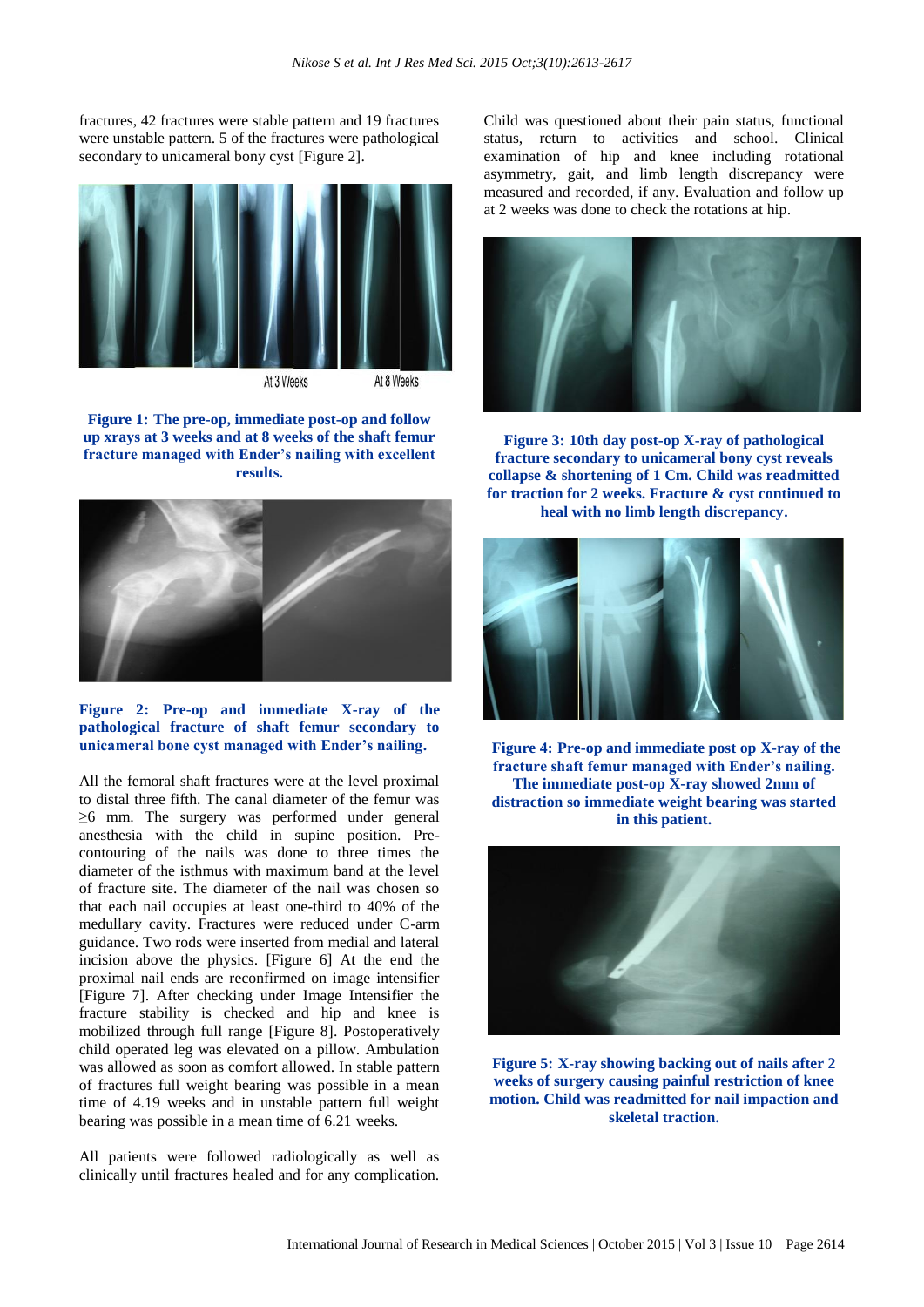fractures, 42 fractures were stable pattern and 19 fractures were unstable pattern. 5 of the fractures were pathological secondary to unicameral bony cyst [Figure 2].

At 3 Weeks At 8 Weeks

**Figure 1: The pre-op, immediate post-op and follow up xrays at 3 weeks and at 8 weeks of the shaft femur fracture managed with Ender's nailing with excellent results.**

**Figure 2: Pre-op and immediate X-ray of the pathological fracture of shaft femur secondary to unicameral bone cyst managed with Ender's nailing.**

All the femoral shaft fractures were at the level proximal to distal three fifth. The canal diameter of the femur was ≥6 mm. The surgery was performed under general anesthesia with the child in supine position. Pre-contouring of the nails was done to three times the diameter of the isthmus with maximum band at the level of fracture site. The diameter of the nail was chosen so that each nail occupies at least one-third to 40% of the medullary cavity. Fractures were reduced under C-arm guidance. Two rods were inserted from medial and lateral incision above the physics. [Figure 6] At the end the proximal nail ends are reconfirmed on image intensifier [Figure 7]. After checking under Image Intensifier the fracture stability is checked and hip and knee is mobilized through full range [Figure 8]. Postoperatively child operated leg was elevated on a pillow. Ambulation was allowed as soon as comfort allowed. In stable pattern of fractures full weight bearing was possible in a mean time of 4.19 weeks and in unstable pattern full weight bearing was possible in a mean time of 6.21 weeks.

All patients were followed radiologically as well as clinically until fractures healed and for any complication. Child was questioned about their pain status, functional status, return to activities and school. Clinical examination of hip and knee including rotational asymmetry, gait, and limb length discrepancy were measured and recorded, if any. Evaluation and follow up at 2 weeks was done to check the rotations at hip.

**Figure 3: 10th day post-op X-ray of pathological fracture secondary to unicameral bony cyst reveals collapse & shortening of 1 Cm. Child was readmitted for traction for 2 weeks. Fracture & cyst continued to heal with no limb length discrepancy.**

**Figure 4: Pre-op and immediate post op X-ray of the fracture shaft femur managed with Ender's nailing. The immediate post-op X-ray showed 2mm of distraction so immediate weight bearing was started in this patient.**

**Figure 5: X-ray showing backing out of nails after 2 weeks of surgery causing painful restriction of knee motion. Child was readmitted for nail impaction and skeletal traction.**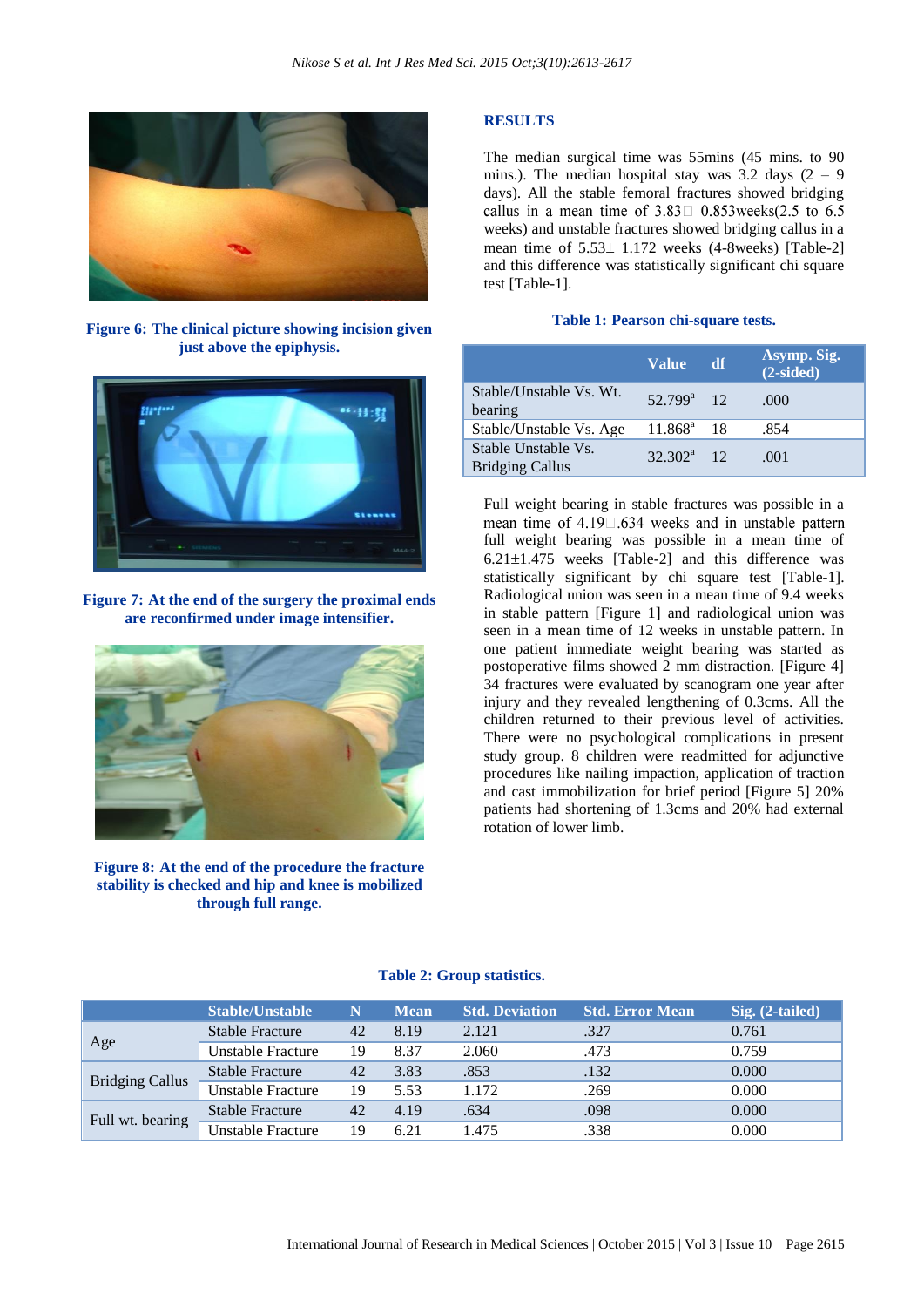Figure 6: The clinical picture showing incision given just above the epiphysis.

Figure 7: At the end of the surgery the proximal ends are reconfirmed under image intensifier.

Figure 8: At the end of the procedure the fracture stability is checked and hip and knee is mobilized through full range.

## RESULTS

The median surgical time was 55mins (45 mins. to 90 mins.). The median hospital stay was 3.2 days (2 – 9 days). All the stable femoral fractures showed bridging callus in a mean time of 3.83 0.853weeks(2.5 to 6.5 weeks) and unstable fractures showed bridging callus in a mean time of 5.53± 1.172 weeks (4-8weeks) [Table-2] and this difference was statistically significant chi square test [Table-1].

**Table 1: Pearson chi-square tests.**

| | Value | df | Asymp. Sig. (2-sided) |
|---|---|---|---|
| Stable/Unstable Vs. Wt. bearing | 52.799[a] | 12 | .000 |
| Stable/Unstable Vs. Age | 11.868[a] | 18 | .854 |
| Stable Unstable Vs. Bridging Callus | 32.302[a] | 12 | .001 |

Full weight bearing in stable fractures was possible in a mean time of 4.19 .634 weeks and in unstable pattern full weight bearing was possible in a mean time of 6.21±1.475 weeks [Table-2] and this difference was statistically significant by chi square test [Table-1]. Radiological union was seen in a mean time of 9.4 weeks in stable pattern [Figure 1] and radiological union was seen in a mean time of 12 weeks in unstable pattern. In one patient immediate weight bearing was started as postoperative films showed 2 mm distraction. [Figure 4] 34 fractures were evaluated by scanogram one year after injury and they revealed lengthening of 0.3cms. All the children returned to their previous level of activities. There were no psychological complications in present study group. 8 children were readmitted for adjunctive procedures like nailing impaction, application of traction and cast immobilization for brief period [Figure 5] 20% patients had shortening of 1.3cms and 20% had external rotation of lower limb.

**Table 2: Group statistics.**

| | Stable/Unstable | N | Mean | Std. Deviation | Std. Error Mean | Sig. (2-tailed) |
|---|---|---|---|---|---|---|
| Age | Stable Fracture | 42 | 8.19 | 2.121 | .327 | 0.761 |
| | Unstable Fracture | 19 | 8.37 | 2.060 | .473 | 0.759 |
| Bridging Callus | Stable Fracture | 42 | 3.83 | .853 | .132 | 0.000 |
| | Unstable Fracture | 19 | 5.53 | 1.172 | .269 | 0.000 |
| Full wt. bearing | Stable Fracture | 42 | 4.19 | .634 | .098 | 0.000 |
| | Unstable Fracture | 19 | 6.21 | 1.475 | .338 | 0.000 |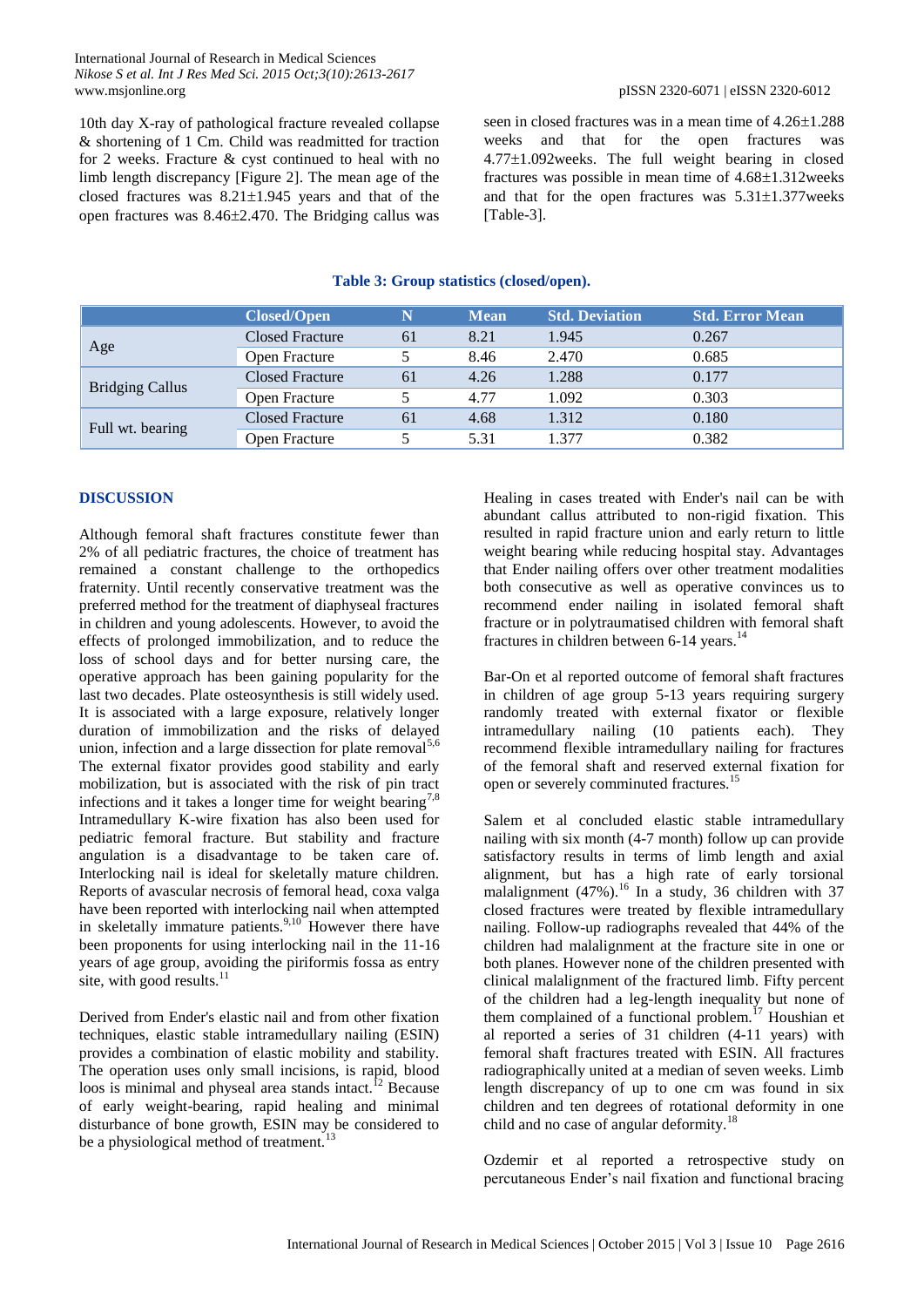10th day X-ray of pathological fracture revealed collapse & shortening of 1 Cm. Child was readmitted for traction for 2 weeks. Fracture & cyst continued to heal with no limb length discrepancy [Figure 2]. The mean age of the closed fractures was 8.21±1.945 years and that of the open fractures was 8.46±2.470. The Bridging callus was seen in closed fractures was in a mean time of 4.26±1.288 weeks and that for the open fractures was 4.77±1.092weeks. The full weight bearing in closed fractures was possible in mean time of 4.68±1.312weeks and that for the open fractures was 5.31±1.377weeks [Table-3].

**Table 3: Group statistics (closed/open).**

| | Closed/Open | N | Mean | Std. Deviation | Std. Error Mean |
|---|---|---|---|---|---|
| Age | Closed Fracture | 61 | 8.21 | 1.945 | 0.267 |
| | Open Fracture | 5 | 8.46 | 2.470 | 0.685 |
| Bridging Callus | Closed Fracture | 61 | 4.26 | 1.288 | 0.177 |
| | Open Fracture | 5 | 4.77 | 1.092 | 0.303 |
| Full wt. bearing | Closed Fracture | 61 | 4.68 | 1.312 | 0.180 |
| | Open Fracture | 5 | 5.31 | 1.377 | 0.382 |

## DISCUSSION

Although femoral shaft fractures constitute fewer than 2% of all pediatric fractures, the choice of treatment has remained a constant challenge to the orthopedics fraternity. Until recently conservative treatment was the preferred method for the treatment of diaphyseal fractures in children and young adolescents. However, to avoid the effects of prolonged immobilization, and to reduce the loss of school days and for better nursing care, the operative approach has been gaining popularity for the last two decades. Plate osteosynthesis is still widely used. It is associated with a large exposure, relatively longer duration of immobilization and the risks of delayed union, infection and a large dissection for plate removal[5,6] The external fixator provides good stability and early mobilization, but is associated with the risk of pin tract infections and it takes a longer time for weight bearing[7,8] Intramedullary K-wire fixation has also been used for pediatric femoral fracture. But stability and fracture angulation is a disadvantage to be taken care of. Interlocking nail is ideal for skeletally mature children. Reports of avascular necrosis of femoral head, coxa valga have been reported with interlocking nail when attempted in skeletally immature patients.[9,10] However there have been proponents for using interlocking nail in the 11-16 years of age group, avoiding the piriformis fossa as entry site, with good results.[11]

Derived from Ender's elastic nail and from other fixation techniques, elastic stable intramedullary nailing (ESIN) provides a combination of elastic mobility and stability. The operation uses only small incisions, is rapid, blood loos is minimal and physeal area stands intact.[12] Because of early weight-bearing, rapid healing and minimal disturbance of bone growth, ESIN may be considered to be a physiological method of treatment.[13]

Healing in cases treated with Ender's nail can be with abundant callus attributed to non-rigid fixation. This resulted in rapid fracture union and early return to little weight bearing while reducing hospital stay. Advantages that Ender nailing offers over other treatment modalities both consecutive as well as operative convinces us to recommend ender nailing in isolated femoral shaft fracture or in polytraumatised children with femoral shaft fractures in children between 6-14 years.[14]

Bar-On et al reported outcome of femoral shaft fractures in children of age group 5-13 years requiring surgery randomly treated with external fixator or flexible intramedullary nailing (10 patients each). They recommend flexible intramedullary nailing for fractures of the femoral shaft and reserved external fixation for open or severely comminuted fractures.[15]

Salem et al concluded elastic stable intramedullary nailing with six month (4-7 month) follow up can provide satisfactory results in terms of limb length and axial alignment, but has a high rate of early torsional malalignment (47%).[16] In a study, 36 children with 37 closed fractures were treated by flexible intramedullary nailing. Follow-up radiographs revealed that 44% of the children had malalignment at the fracture site in one or both planes. However none of the children presented with clinical malalignment of the fractured limb. Fifty percent of the children had a leg-length inequality but none of them complained of a functional problem.[17] Houshian et al reported a series of 31 children (4-11 years) with femoral shaft fractures treated with ESIN. All fractures radiographically united at a median of seven weeks. Limb length discrepancy of up to one cm was found in six children and ten degrees of rotational deformity in one child and no case of angular deformity.[18]

Ozdemir et al reported a retrospective study on percutaneous Ender's nail fixation and functional bracing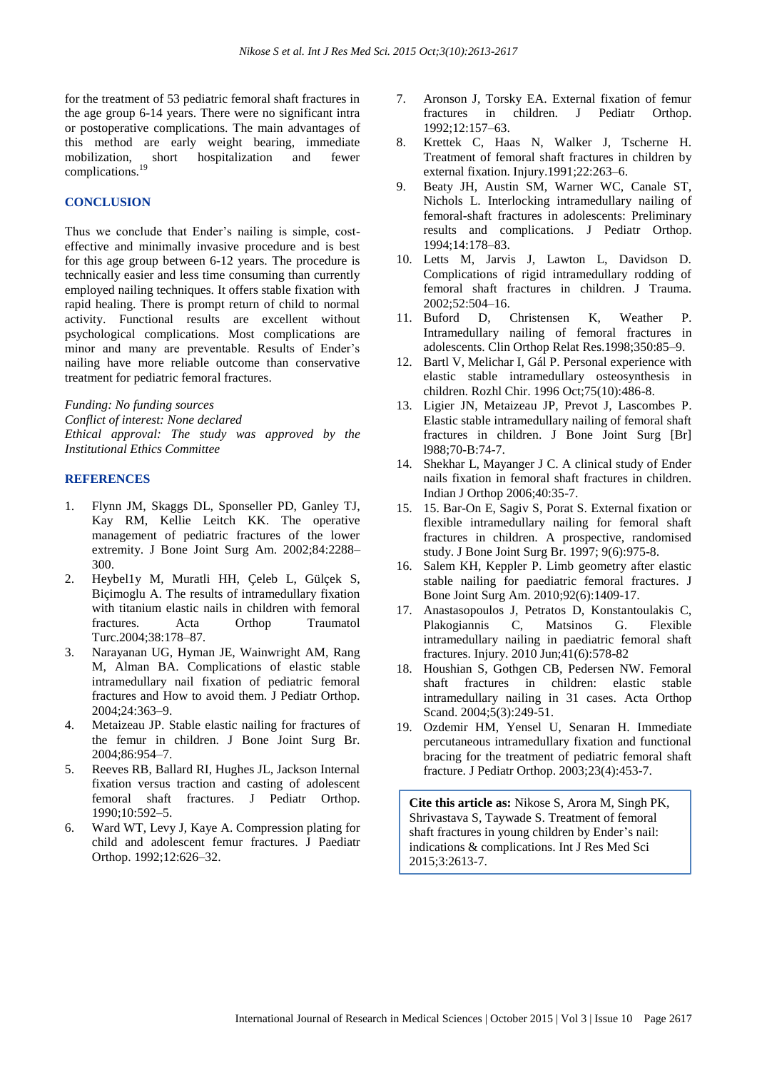for the treatment of 53 pediatric femoral shaft fractures in the age group 6-14 years. There were no significant intra or postoperative complications. The main advantages of this method are early weight bearing, immediate mobilization, short hospitalization and fewer complications.[19]

## CONCLUSION

Thus we conclude that Ender's nailing is simple, cost-effective and minimally invasive procedure and is best for this age group between 6-12 years. The procedure is technically easier and less time consuming than currently employed nailing techniques. It offers stable fixation with rapid healing. There is prompt return of child to normal activity. Functional results are excellent without psychological complications. Most complications are minor and many are preventable. Results of Ender's nailing have more reliable outcome than conservative treatment for pediatric femoral fractures.

*Funding: No funding sources*
*Conflict of interest: None declared*
*Ethical approval: The study was approved by the Institutional Ethics Committee*

## REFERENCES

1. Flynn JM, Skaggs DL, Sponseller PD, Ganley TJ, Kay RM, Kellie Leitch KK. The operative management of pediatric fractures of the lower extremity. J Bone Joint Surg Am. 2002;84:2288–300.
2. Heybel1y M, Muratli HH, Çeleb L, Gülçek S, Biçimoglu A. The results of intramedullary fixation with titanium elastic nails in children with femoral fractures. Acta Orthop Traumatol Turc.2004;38:178–87.
3. Narayanan UG, Hyman JE, Wainwright AM, Rang M, Alman BA. Complications of elastic stable intramedullary nail fixation of pediatric femoral fractures and How to avoid them. J Pediatr Orthop. 2004;24:363–9.
4. Metaizeau JP. Stable elastic nailing for fractures of the femur in children. J Bone Joint Surg Br. 2004;86:954–7.
5. Reeves RB, Ballard RI, Hughes JL, Jackson Internal fixation versus traction and casting of adolescent femoral shaft fractures. J Pediatr Orthop. 1990;10:592–5.
6. Ward WT, Levy J, Kaye A. Compression plating for child and adolescent femur fractures. J Paediatr Orthop. 1992;12:626–32.
7. Aronson J, Torsky EA. External fixation of femur fractures in children. J Pediatr Orthop. 1992;12:157–63.
8. Krettek C, Haas N, Walker J, Tscherne H. Treatment of femoral shaft fractures in children by external fixation. Injury.1991;22:263–6.
9. Beaty JH, Austin SM, Warner WC, Canale ST, Nichols L. Interlocking intramedullary nailing of femoral-shaft fractures in adolescents: Preliminary results and complications. J Pediatr Orthop. 1994;14:178–83.
10. Letts M, Jarvis J, Lawton L, Davidson D. Complications of rigid intramedullary rodding of femoral shaft fractures in children. J Trauma. 2002;52:504–16.
11. Buford D, Christensen K, Weather P. Intramedullary nailing of femoral fractures in adolescents. Clin Orthop Relat Res.1998;350:85–9.
12. Bartl V, Melichar I, Gál P. Personal experience with elastic stable intramedullary osteosynthesis in children. Rozhl Chir. 1996 Oct;75(10):486-8.
13. Ligier JN, Metaizeau JP, Prevot J, Lascombes P. Elastic stable intramedullary nailing of femoral shaft fractures in children. J Bone Joint Surg [Br] l988;70-B:74-7.
14. Shekhar L, Mayanger J C. A clinical study of Ender nails fixation in femoral shaft fractures in children. Indian J Orthop 2006;40:35-7.
15. 15. Bar-On E, Sagiv S, Porat S. External fixation or flexible intramedullary nailing for femoral shaft fractures in children. A prospective, randomised study. J Bone Joint Surg Br. 1997; 9(6):975-8.
16. Salem KH, Keppler P. Limb geometry after elastic stable nailing for paediatric femoral fractures. J Bone Joint Surg Am. 2010;92(6):1409-17.
17. Anastasopoulos J, Petratos D, Konstantoulakis C, Plakogiannis C, Matsinos G. Flexible intramedullary nailing in paediatric femoral shaft fractures. Injury. 2010 Jun;41(6):578-82
18. Houshian S, Gothgen CB, Pedersen NW. Femoral shaft fractures in children: elastic stable intramedullary nailing in 31 cases. Acta Orthop Scand. 2004;5(3):249-51.
19. Ozdemir HM, Yensel U, Senaran H. Immediate percutaneous intramedullary fixation and functional bracing for the treatment of pediatric femoral shaft fracture. J Pediatr Orthop. 2003;23(4):453-7.

**Cite this article as:** Nikose S, Arora M, Singh PK, Shrivastava S, Taywade S. Treatment of femoral shaft fractures in young children by Ender's nail: indications & complications. Int J Res Med Sci 2015;3:2613-7.